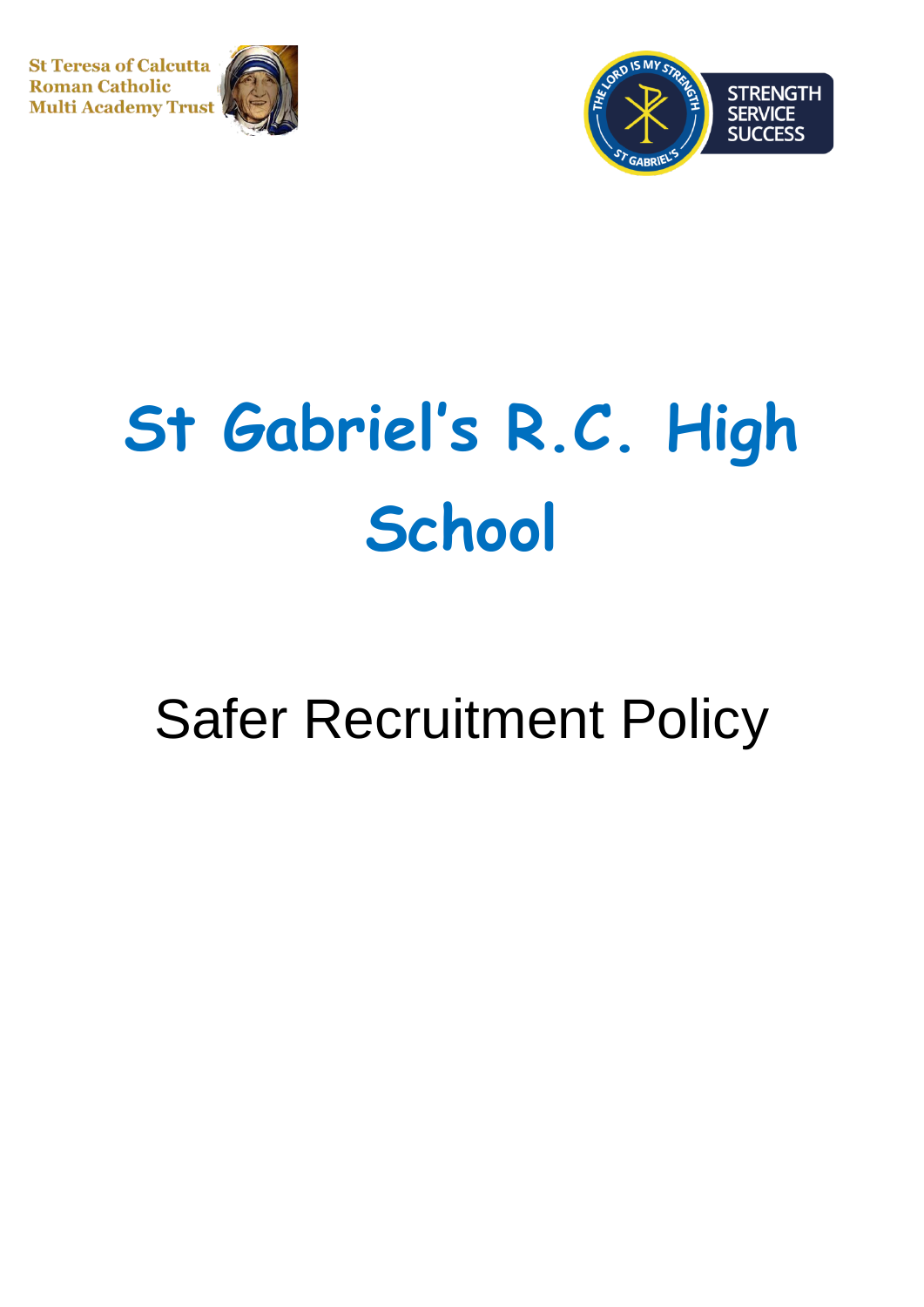St Teresa of Calcutta Roman Catholic Multi Academy Trust

THE LORD IS MY STRENGTH
ST GABRIEL'S

STRENGTH SERVICE SUCCESS

# St Gabriel's R.C. High School

## Safer Recruitment Policy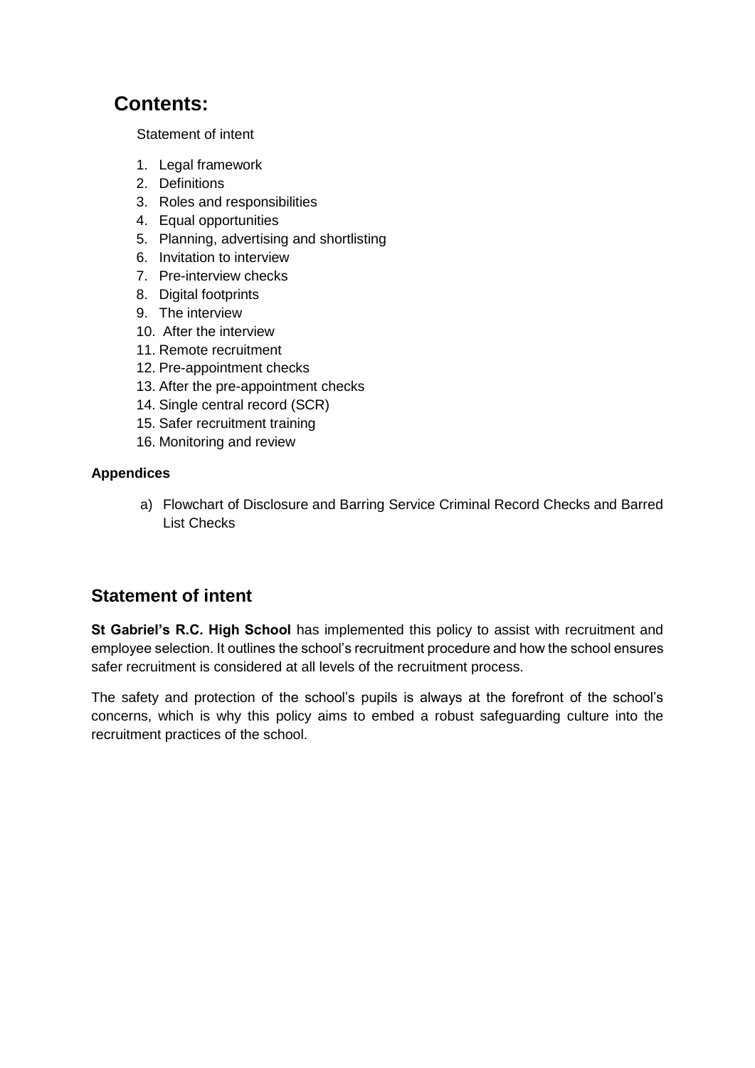## Contents:

Statement of intent

1. Legal framework
2. Definitions
3. Roles and responsibilities
4. Equal opportunities
5. Planning, advertising and shortlisting
6. Invitation to interview
7. Pre-interview checks
8. Digital footprints
9. The interview
10. After the interview
11. Remote recruitment
12. Pre-appointment checks
13. After the pre-appointment checks
14. Single central record (SCR)
15. Safer recruitment training
16. Monitoring and review

**Appendices**

a) Flowchart of Disclosure and Barring Service Criminal Record Checks and Barred List Checks

## Statement of intent

**St Gabriel's R.C. High School** has implemented this policy to assist with recruitment and employee selection. It outlines the school's recruitment procedure and how the school ensures safer recruitment is considered at all levels of the recruitment process.

The safety and protection of the school's pupils is always at the forefront of the school's concerns, which is why this policy aims to embed a robust safeguarding culture into the recruitment practices of the school.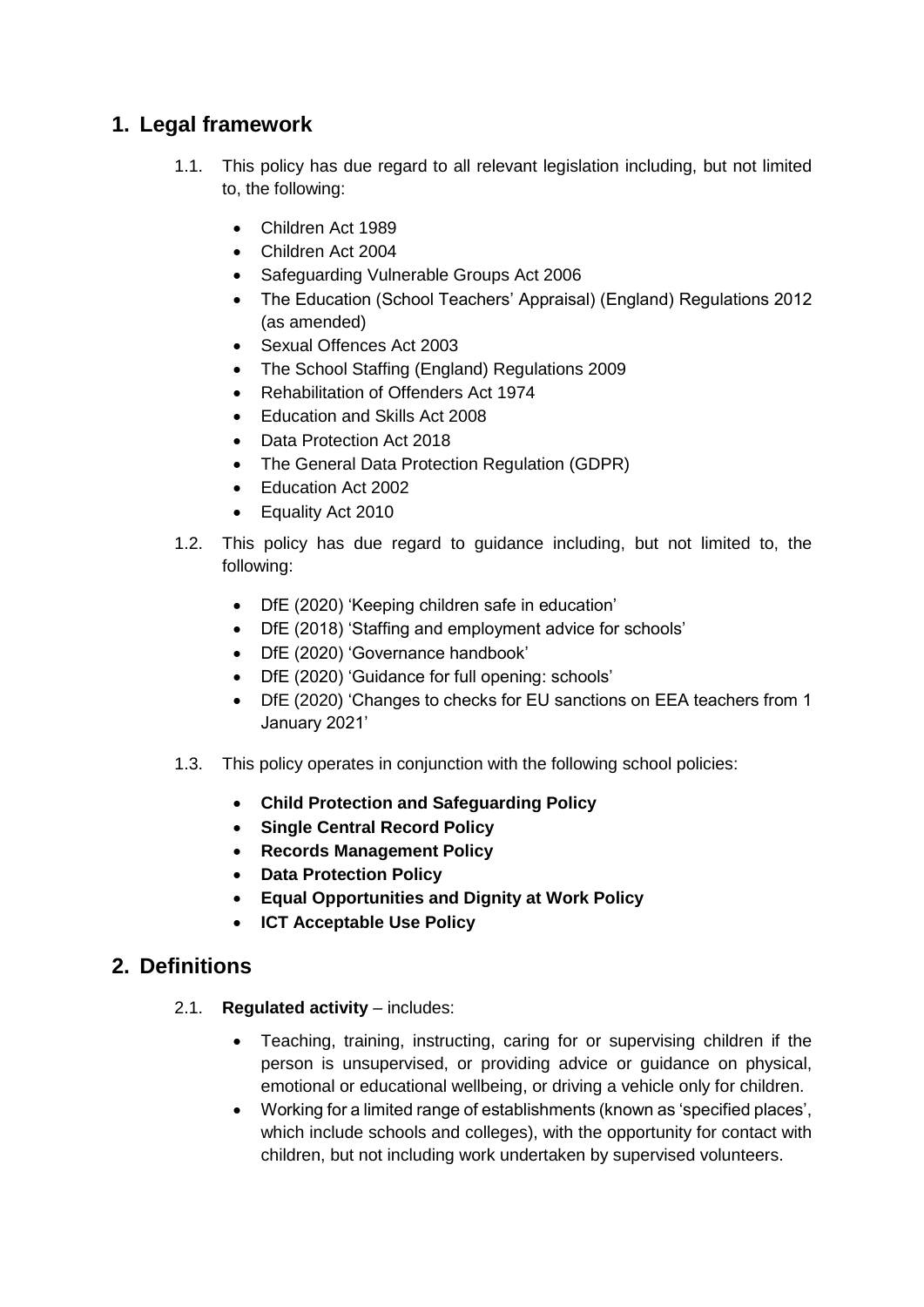## 1. Legal framework

1.1. This policy has due regard to all relevant legislation including, but not limited to, the following:

- Children Act 1989
- Children Act 2004
- Safeguarding Vulnerable Groups Act 2006
- The Education (School Teachers' Appraisal) (England) Regulations 2012 (as amended)
- Sexual Offences Act 2003
- The School Staffing (England) Regulations 2009
- Rehabilitation of Offenders Act 1974
- Education and Skills Act 2008
- Data Protection Act 2018
- The General Data Protection Regulation (GDPR)
- Education Act 2002
- Equality Act 2010

1.2. This policy has due regard to guidance including, but not limited to, the following:

- DfE (2020) 'Keeping children safe in education'
- DfE (2018) 'Staffing and employment advice for schools'
- DfE (2020) 'Governance handbook'
- DfE (2020) 'Guidance for full opening: schools'
- DfE (2020) 'Changes to checks for EU sanctions on EEA teachers from 1 January 2021'

1.3. This policy operates in conjunction with the following school policies:

- **Child Protection and Safeguarding Policy**
- **Single Central Record Policy**
- **Records Management Policy**
- **Data Protection Policy**
- **Equal Opportunities and Dignity at Work Policy**
- **ICT Acceptable Use Policy**

## 2. Definitions

2.1. **Regulated activity** – includes:

- Teaching, training, instructing, caring for or supervising children if the person is unsupervised, or providing advice or guidance on physical, emotional or educational wellbeing, or driving a vehicle only for children.
- Working for a limited range of establishments (known as 'specified places', which include schools and colleges), with the opportunity for contact with children, but not including work undertaken by supervised volunteers.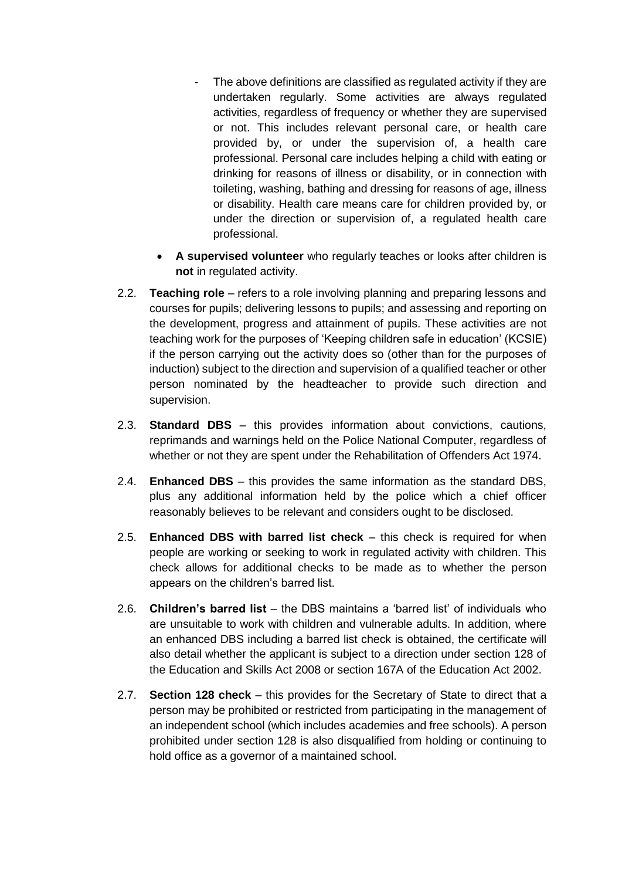- The above definitions are classified as regulated activity if they are undertaken regularly. Some activities are always regulated activities, regardless of frequency or whether they are supervised or not. This includes relevant personal care, or health care provided by, or under the supervision of, a health care professional. Personal care includes helping a child with eating or drinking for reasons of illness or disability, or in connection with toileting, washing, bathing and dressing for reasons of age, illness or disability. Health care means care for children provided by, or under the direction or supervision of, a regulated health care professional.

- **A supervised volunteer** who regularly teaches or looks after children is **not** in regulated activity.

2.2. **Teaching role** – refers to a role involving planning and preparing lessons and courses for pupils; delivering lessons to pupils; and assessing and reporting on the development, progress and attainment of pupils. These activities are not teaching work for the purposes of 'Keeping children safe in education' (KCSIE) if the person carrying out the activity does so (other than for the purposes of induction) subject to the direction and supervision of a qualified teacher or other person nominated by the headteacher to provide such direction and supervision.

2.3. **Standard DBS** – this provides information about convictions, cautions, reprimands and warnings held on the Police National Computer, regardless of whether or not they are spent under the Rehabilitation of Offenders Act 1974.

2.4. **Enhanced DBS** – this provides the same information as the standard DBS, plus any additional information held by the police which a chief officer reasonably believes to be relevant and considers ought to be disclosed.

2.5. **Enhanced DBS with barred list check** – this check is required for when people are working or seeking to work in regulated activity with children. This check allows for additional checks to be made as to whether the person appears on the children's barred list.

2.6. **Children's barred list** – the DBS maintains a 'barred list' of individuals who are unsuitable to work with children and vulnerable adults. In addition, where an enhanced DBS including a barred list check is obtained, the certificate will also detail whether the applicant is subject to a direction under section 128 of the Education and Skills Act 2008 or section 167A of the Education Act 2002.

2.7. **Section 128 check** – this provides for the Secretary of State to direct that a person may be prohibited or restricted from participating in the management of an independent school (which includes academies and free schools). A person prohibited under section 128 is also disqualified from holding or continuing to hold office as a governor of a maintained school.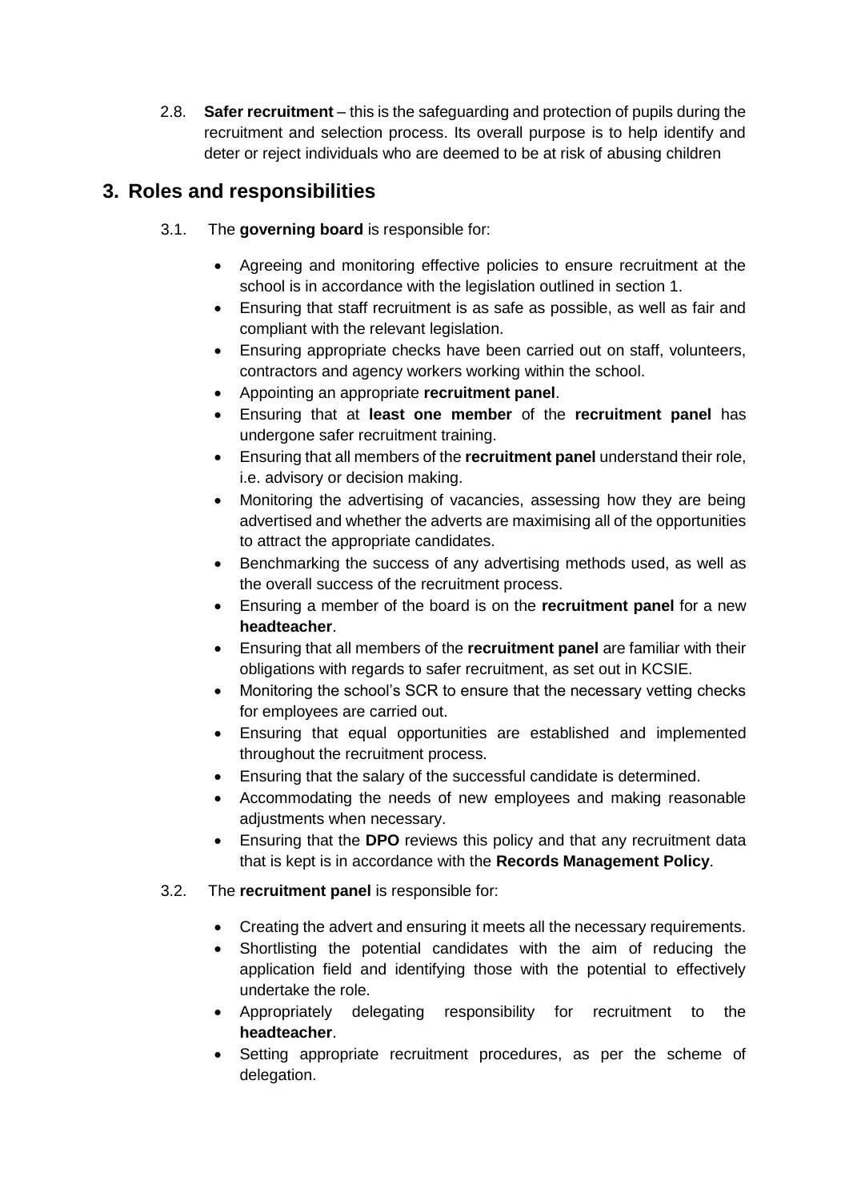2.8. **Safer recruitment** – this is the safeguarding and protection of pupils during the recruitment and selection process. Its overall purpose is to help identify and deter or reject individuals who are deemed to be at risk of abusing children

## 3. Roles and responsibilities

3.1. The **governing board** is responsible for:

- Agreeing and monitoring effective policies to ensure recruitment at the school is in accordance with the legislation outlined in section 1.
- Ensuring that staff recruitment is as safe as possible, as well as fair and compliant with the relevant legislation.
- Ensuring appropriate checks have been carried out on staff, volunteers, contractors and agency workers working within the school.
- Appointing an appropriate **recruitment panel**.
- Ensuring that at **least one member** of the **recruitment panel** has undergone safer recruitment training.
- Ensuring that all members of the **recruitment panel** understand their role, i.e. advisory or decision making.
- Monitoring the advertising of vacancies, assessing how they are being advertised and whether the adverts are maximising all of the opportunities to attract the appropriate candidates.
- Benchmarking the success of any advertising methods used, as well as the overall success of the recruitment process.
- Ensuring a member of the board is on the **recruitment panel** for a new **headteacher**.
- Ensuring that all members of the **recruitment panel** are familiar with their obligations with regards to safer recruitment, as set out in KCSIE.
- Monitoring the school's SCR to ensure that the necessary vetting checks for employees are carried out.
- Ensuring that equal opportunities are established and implemented throughout the recruitment process.
- Ensuring that the salary of the successful candidate is determined.
- Accommodating the needs of new employees and making reasonable adjustments when necessary.
- Ensuring that the **DPO** reviews this policy and that any recruitment data that is kept is in accordance with the **Records Management Policy**.

3.2. The **recruitment panel** is responsible for:

- Creating the advert and ensuring it meets all the necessary requirements.
- Shortlisting the potential candidates with the aim of reducing the application field and identifying those with the potential to effectively undertake the role.
- Appropriately delegating responsibility for recruitment to the **headteacher**.
- Setting appropriate recruitment procedures, as per the scheme of delegation.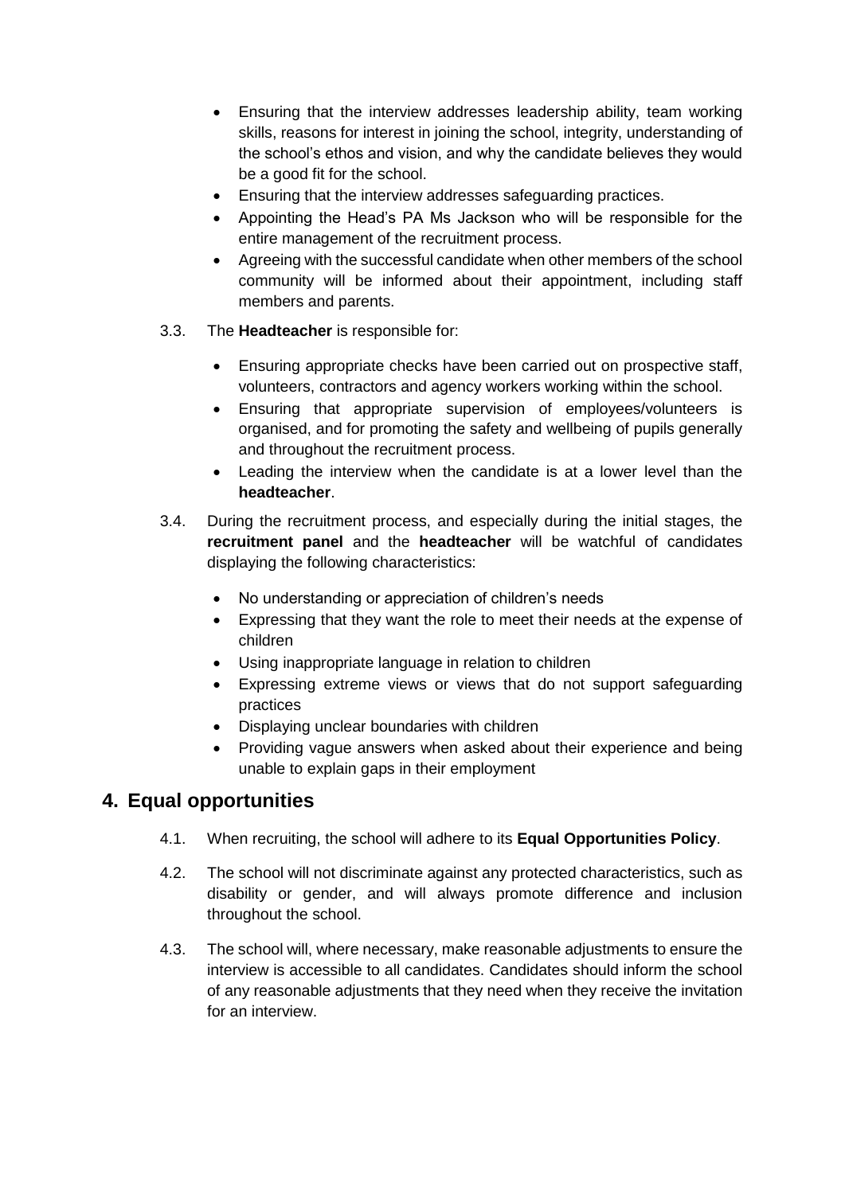- Ensuring that the interview addresses leadership ability, team working skills, reasons for interest in joining the school, integrity, understanding of the school's ethos and vision, and why the candidate believes they would be a good fit for the school.
- Ensuring that the interview addresses safeguarding practices.
- Appointing the Head's PA Ms Jackson who will be responsible for the entire management of the recruitment process.
- Agreeing with the successful candidate when other members of the school community will be informed about their appointment, including staff members and parents.

3.3. The **Headteacher** is responsible for:

- Ensuring appropriate checks have been carried out on prospective staff, volunteers, contractors and agency workers working within the school.
- Ensuring that appropriate supervision of employees/volunteers is organised, and for promoting the safety and wellbeing of pupils generally and throughout the recruitment process.
- Leading the interview when the candidate is at a lower level than the **headteacher**.

3.4. During the recruitment process, and especially during the initial stages, the **recruitment panel** and the **headteacher** will be watchful of candidates displaying the following characteristics:

- No understanding or appreciation of children's needs
- Expressing that they want the role to meet their needs at the expense of children
- Using inappropriate language in relation to children
- Expressing extreme views or views that do not support safeguarding practices
- Displaying unclear boundaries with children
- Providing vague answers when asked about their experience and being unable to explain gaps in their employment

## 4. Equal opportunities

4.1. When recruiting, the school will adhere to its **Equal Opportunities Policy**.

4.2. The school will not discriminate against any protected characteristics, such as disability or gender, and will always promote difference and inclusion throughout the school.

4.3. The school will, where necessary, make reasonable adjustments to ensure the interview is accessible to all candidates. Candidates should inform the school of any reasonable adjustments that they need when they receive the invitation for an interview.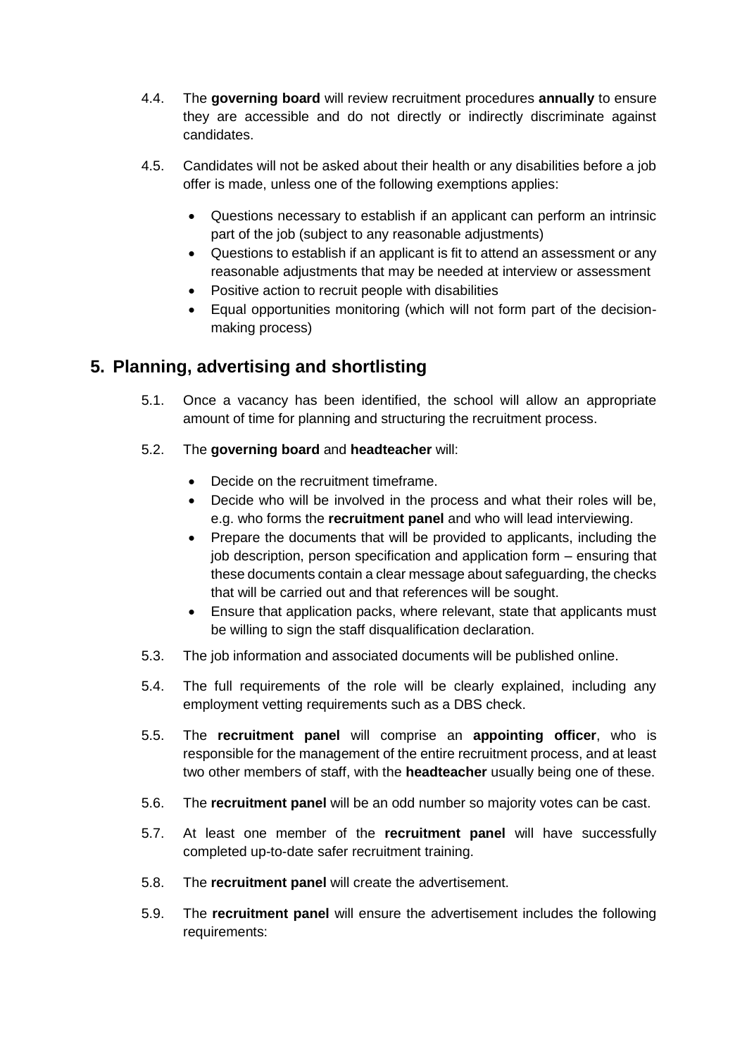4.4. The **governing board** will review recruitment procedures **annually** to ensure they are accessible and do not directly or indirectly discriminate against candidates.

4.5. Candidates will not be asked about their health or any disabilities before a job offer is made, unless one of the following exemptions applies:

- Questions necessary to establish if an applicant can perform an intrinsic part of the job (subject to any reasonable adjustments)
- Questions to establish if an applicant is fit to attend an assessment or any reasonable adjustments that may be needed at interview or assessment
- Positive action to recruit people with disabilities
- Equal opportunities monitoring (which will not form part of the decision-making process)

## 5. Planning, advertising and shortlisting

5.1. Once a vacancy has been identified, the school will allow an appropriate amount of time for planning and structuring the recruitment process.

5.2. The **governing board** and **headteacher** will:

- Decide on the recruitment timeframe.
- Decide who will be involved in the process and what their roles will be, e.g. who forms the **recruitment panel** and who will lead interviewing.
- Prepare the documents that will be provided to applicants, including the job description, person specification and application form – ensuring that these documents contain a clear message about safeguarding, the checks that will be carried out and that references will be sought.
- Ensure that application packs, where relevant, state that applicants must be willing to sign the staff disqualification declaration.

5.3. The job information and associated documents will be published online.

5.4. The full requirements of the role will be clearly explained, including any employment vetting requirements such as a DBS check.

5.5. The **recruitment panel** will comprise an **appointing officer**, who is responsible for the management of the entire recruitment process, and at least two other members of staff, with the **headteacher** usually being one of these.

5.6. The **recruitment panel** will be an odd number so majority votes can be cast.

5.7. At least one member of the **recruitment panel** will have successfully completed up-to-date safer recruitment training.

5.8. The **recruitment panel** will create the advertisement.

5.9. The **recruitment panel** will ensure the advertisement includes the following requirements: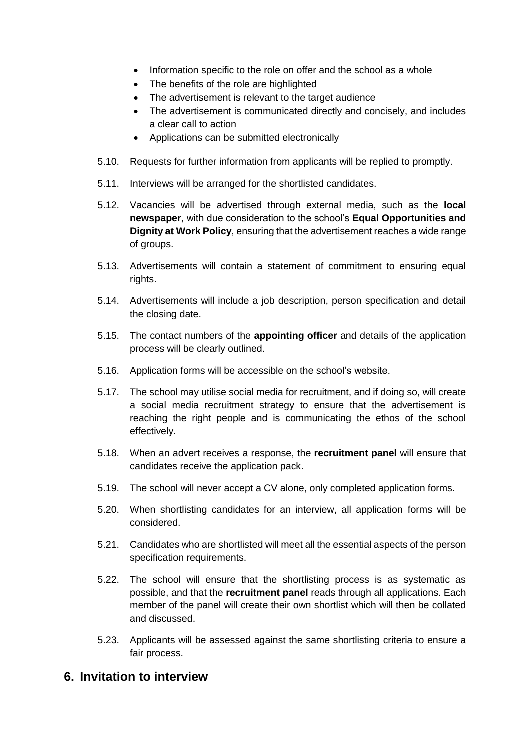- Information specific to the role on offer and the school as a whole
- The benefits of the role are highlighted
- The advertisement is relevant to the target audience
- The advertisement is communicated directly and concisely, and includes a clear call to action
- Applications can be submitted electronically

5.10. Requests for further information from applicants will be replied to promptly.

5.11. Interviews will be arranged for the shortlisted candidates.

5.12. Vacancies will be advertised through external media, such as the **local newspaper**, with due consideration to the school's **Equal Opportunities and Dignity at Work Policy**, ensuring that the advertisement reaches a wide range of groups.

5.13. Advertisements will contain a statement of commitment to ensuring equal rights.

5.14. Advertisements will include a job description, person specification and detail the closing date.

5.15. The contact numbers of the **appointing officer** and details of the application process will be clearly outlined.

5.16. Application forms will be accessible on the school's website.

5.17. The school may utilise social media for recruitment, and if doing so, will create a social media recruitment strategy to ensure that the advertisement is reaching the right people and is communicating the ethos of the school effectively.

5.18. When an advert receives a response, the **recruitment panel** will ensure that candidates receive the application pack.

5.19. The school will never accept a CV alone, only completed application forms.

5.20. When shortlisting candidates for an interview, all application forms will be considered.

5.21. Candidates who are shortlisted will meet all the essential aspects of the person specification requirements.

5.22. The school will ensure that the shortlisting process is as systematic as possible, and that the **recruitment panel** reads through all applications. Each member of the panel will create their own shortlist which will then be collated and discussed.

5.23. Applicants will be assessed against the same shortlisting criteria to ensure a fair process.

## 6. Invitation to interview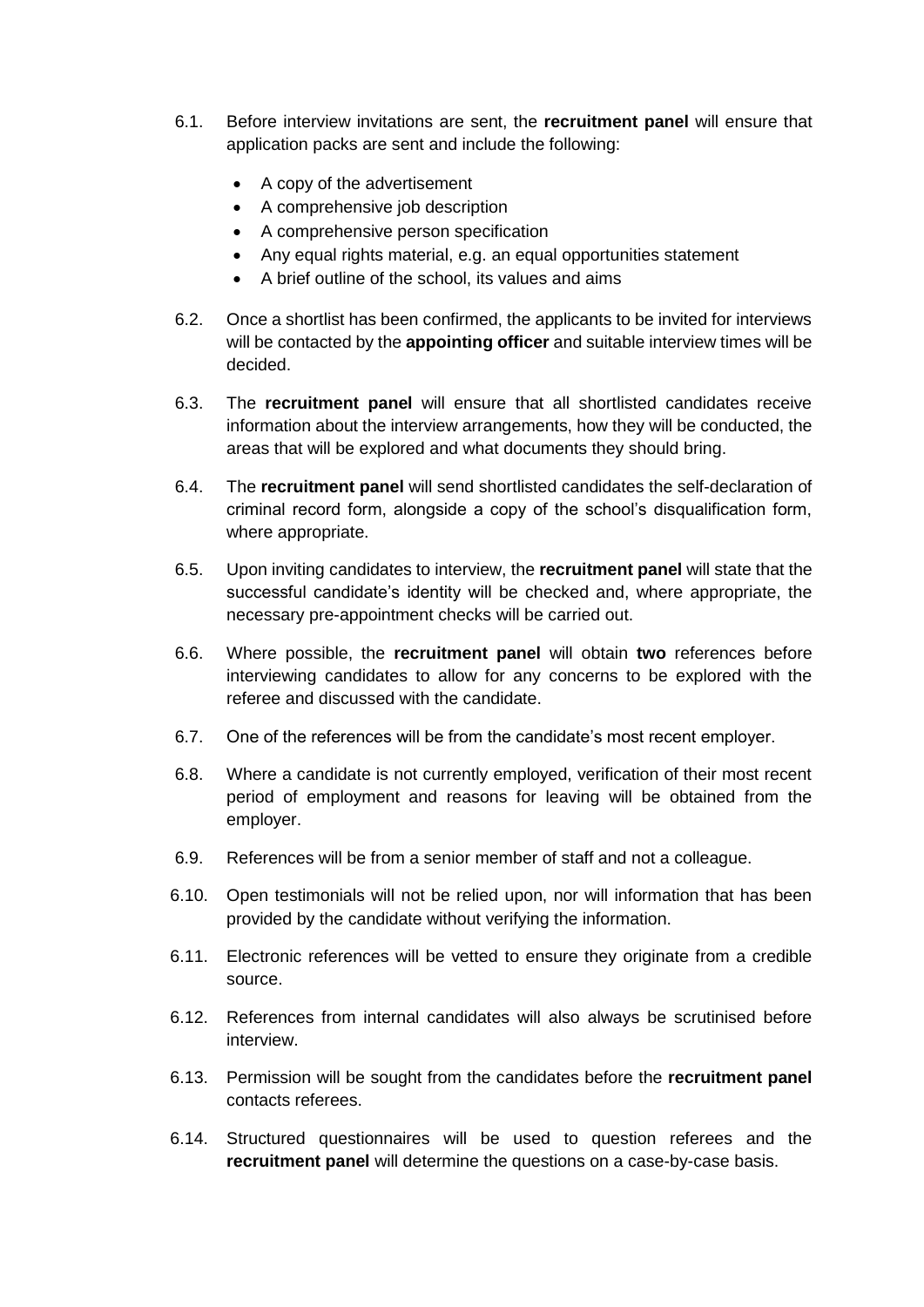6.1. Before interview invitations are sent, the **recruitment panel** will ensure that application packs are sent and include the following:

- A copy of the advertisement
- A comprehensive job description
- A comprehensive person specification
- Any equal rights material, e.g. an equal opportunities statement
- A brief outline of the school, its values and aims

6.2. Once a shortlist has been confirmed, the applicants to be invited for interviews will be contacted by the **appointing officer** and suitable interview times will be decided.

6.3. The **recruitment panel** will ensure that all shortlisted candidates receive information about the interview arrangements, how they will be conducted, the areas that will be explored and what documents they should bring.

6.4. The **recruitment panel** will send shortlisted candidates the self-declaration of criminal record form, alongside a copy of the school's disqualification form, where appropriate.

6.5. Upon inviting candidates to interview, the **recruitment panel** will state that the successful candidate's identity will be checked and, where appropriate, the necessary pre-appointment checks will be carried out.

6.6. Where possible, the **recruitment panel** will obtain **two** references before interviewing candidates to allow for any concerns to be explored with the referee and discussed with the candidate.

6.7. One of the references will be from the candidate's most recent employer.

6.8. Where a candidate is not currently employed, verification of their most recent period of employment and reasons for leaving will be obtained from the employer.

6.9. References will be from a senior member of staff and not a colleague.

6.10. Open testimonials will not be relied upon, nor will information that has been provided by the candidate without verifying the information.

6.11. Electronic references will be vetted to ensure they originate from a credible source.

6.12. References from internal candidates will also always be scrutinised before interview.

6.13. Permission will be sought from the candidates before the **recruitment panel** contacts referees.

6.14. Structured questionnaires will be used to question referees and the **recruitment panel** will determine the questions on a case-by-case basis.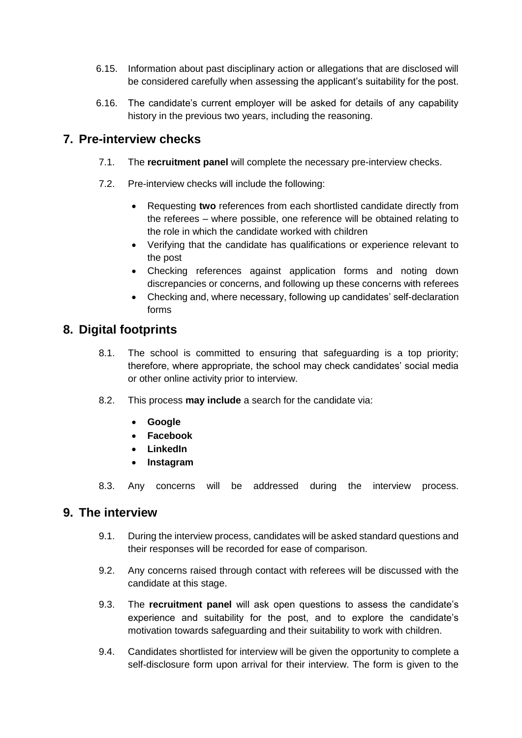6.15. Information about past disciplinary action or allegations that are disclosed will be considered carefully when assessing the applicant's suitability for the post.

6.16. The candidate's current employer will be asked for details of any capability history in the previous two years, including the reasoning.

## 7. Pre-interview checks

7.1. The **recruitment panel** will complete the necessary pre-interview checks.

7.2. Pre-interview checks will include the following:

- Requesting **two** references from each shortlisted candidate directly from the referees – where possible, one reference will be obtained relating to the role in which the candidate worked with children
- Verifying that the candidate has qualifications or experience relevant to the post
- Checking references against application forms and noting down discrepancies or concerns, and following up these concerns with referees
- Checking and, where necessary, following up candidates' self-declaration forms

## 8. Digital footprints

8.1. The school is committed to ensuring that safeguarding is a top priority; therefore, where appropriate, the school may check candidates' social media or other online activity prior to interview.

8.2. This process **may include** a search for the candidate via:

- **Google**
- **Facebook**
- **LinkedIn**
- **Instagram**

8.3. Any concerns will be addressed during the interview process.

## 9. The interview

9.1. During the interview process, candidates will be asked standard questions and their responses will be recorded for ease of comparison.

9.2. Any concerns raised through contact with referees will be discussed with the candidate at this stage.

9.3. The **recruitment panel** will ask open questions to assess the candidate's experience and suitability for the post, and to explore the candidate's motivation towards safeguarding and their suitability to work with children.

9.4. Candidates shortlisted for interview will be given the opportunity to complete a self-disclosure form upon arrival for their interview. The form is given to the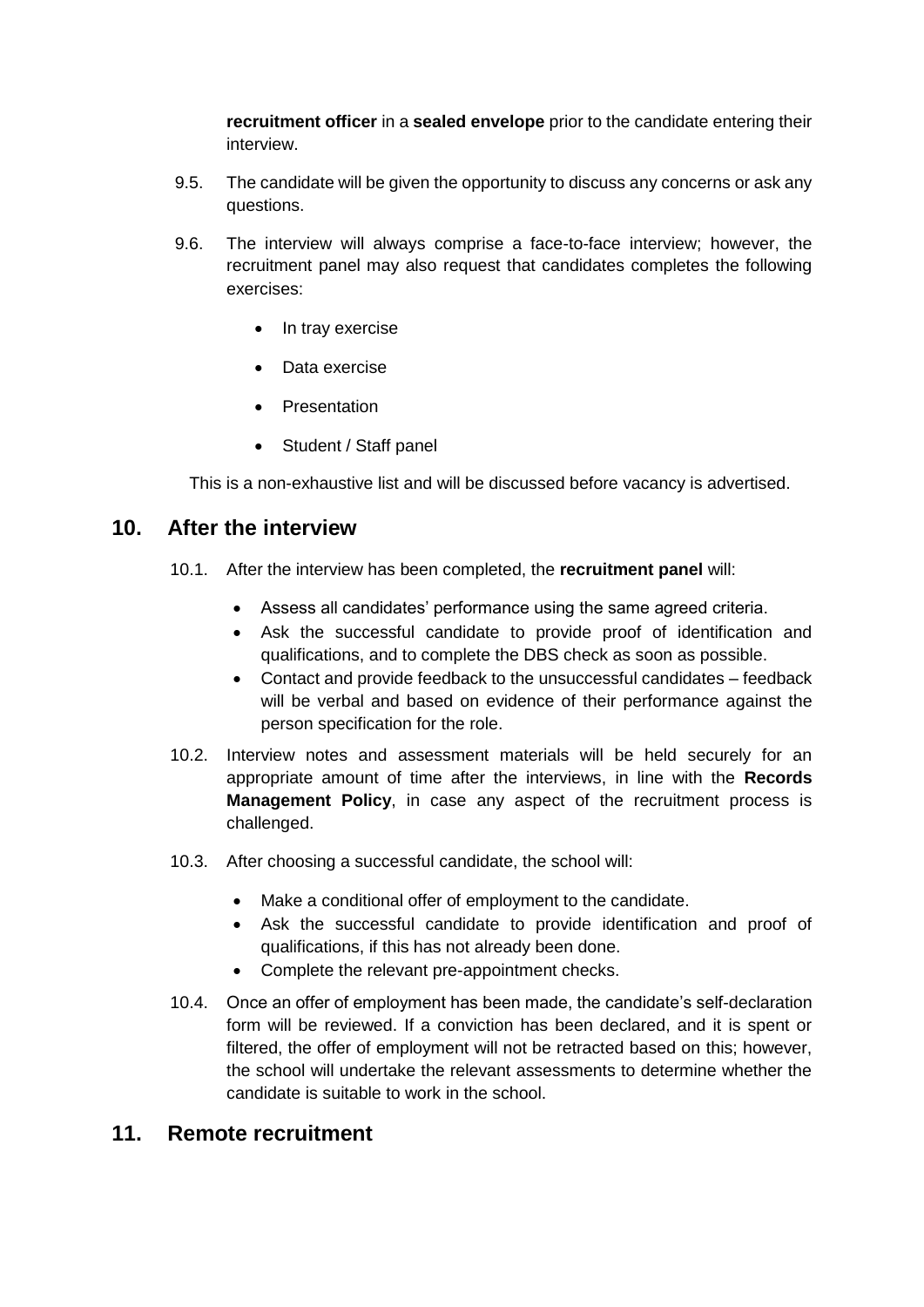**recruitment officer** in a **sealed envelope** prior to the candidate entering their interview.

9.5. The candidate will be given the opportunity to discuss any concerns or ask any questions.

9.6. The interview will always comprise a face-to-face interview; however, the recruitment panel may also request that candidates completes the following exercises:

- In tray exercise
- Data exercise
- Presentation
- Student / Staff panel

This is a non-exhaustive list and will be discussed before vacancy is advertised.

## 10. After the interview

10.1. After the interview has been completed, the **recruitment panel** will:

- Assess all candidates' performance using the same agreed criteria.
- Ask the successful candidate to provide proof of identification and qualifications, and to complete the DBS check as soon as possible.
- Contact and provide feedback to the unsuccessful candidates – feedback will be verbal and based on evidence of their performance against the person specification for the role.

10.2. Interview notes and assessment materials will be held securely for an appropriate amount of time after the interviews, in line with the **Records Management Policy**, in case any aspect of the recruitment process is challenged.

10.3. After choosing a successful candidate, the school will:

- Make a conditional offer of employment to the candidate.
- Ask the successful candidate to provide identification and proof of qualifications, if this has not already been done.
- Complete the relevant pre-appointment checks.

10.4. Once an offer of employment has been made, the candidate's self-declaration form will be reviewed. If a conviction has been declared, and it is spent or filtered, the offer of employment will not be retracted based on this; however, the school will undertake the relevant assessments to determine whether the candidate is suitable to work in the school.

## 11. Remote recruitment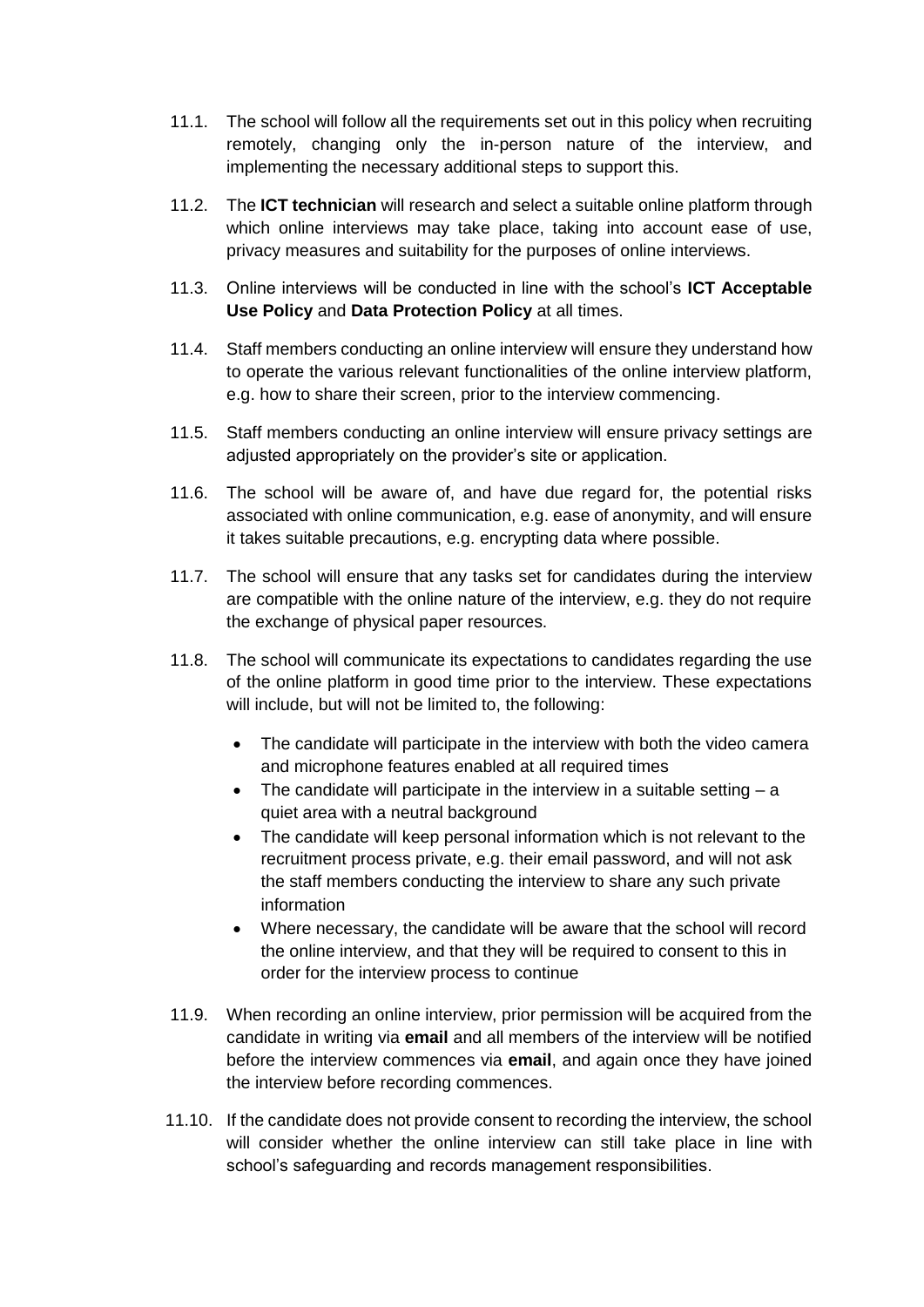11.1. The school will follow all the requirements set out in this policy when recruiting remotely, changing only the in-person nature of the interview, and implementing the necessary additional steps to support this.

11.2. The **ICT technician** will research and select a suitable online platform through which online interviews may take place, taking into account ease of use, privacy measures and suitability for the purposes of online interviews.

11.3. Online interviews will be conducted in line with the school's **ICT Acceptable Use Policy** and **Data Protection Policy** at all times.

11.4. Staff members conducting an online interview will ensure they understand how to operate the various relevant functionalities of the online interview platform, e.g. how to share their screen, prior to the interview commencing.

11.5. Staff members conducting an online interview will ensure privacy settings are adjusted appropriately on the provider's site or application.

11.6. The school will be aware of, and have due regard for, the potential risks associated with online communication, e.g. ease of anonymity, and will ensure it takes suitable precautions, e.g. encrypting data where possible.

11.7. The school will ensure that any tasks set for candidates during the interview are compatible with the online nature of the interview, e.g. they do not require the exchange of physical paper resources.

11.8. The school will communicate its expectations to candidates regarding the use of the online platform in good time prior to the interview. These expectations will include, but will not be limited to, the following:

- The candidate will participate in the interview with both the video camera and microphone features enabled at all required times
- The candidate will participate in the interview in a suitable setting – a quiet area with a neutral background
- The candidate will keep personal information which is not relevant to the recruitment process private, e.g. their email password, and will not ask the staff members conducting the interview to share any such private information
- Where necessary, the candidate will be aware that the school will record the online interview, and that they will be required to consent to this in order for the interview process to continue

11.9. When recording an online interview, prior permission will be acquired from the candidate in writing via **email** and all members of the interview will be notified before the interview commences via **email**, and again once they have joined the interview before recording commences.

11.10. If the candidate does not provide consent to recording the interview, the school will consider whether the online interview can still take place in line with school's safeguarding and records management responsibilities.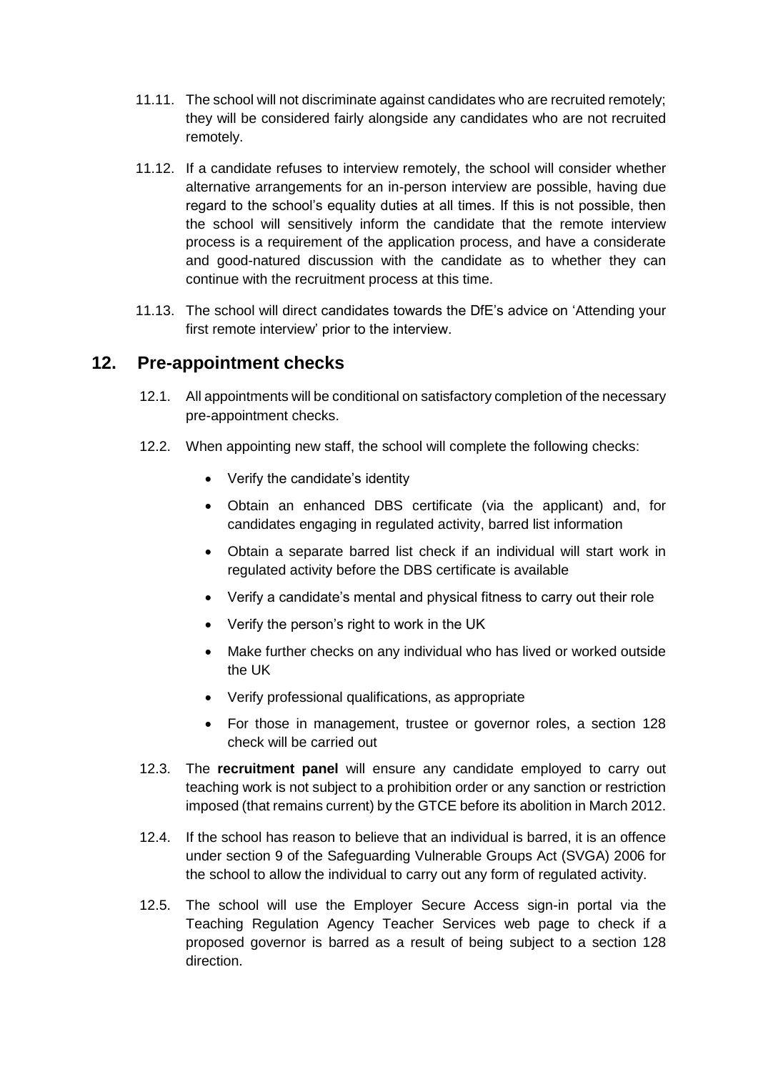11.11. The school will not discriminate against candidates who are recruited remotely; they will be considered fairly alongside any candidates who are not recruited remotely.

11.12. If a candidate refuses to interview remotely, the school will consider whether alternative arrangements for an in-person interview are possible, having due regard to the school's equality duties at all times. If this is not possible, then the school will sensitively inform the candidate that the remote interview process is a requirement of the application process, and have a considerate and good-natured discussion with the candidate as to whether they can continue with the recruitment process at this time.

11.13. The school will direct candidates towards the DfE's advice on 'Attending your first remote interview' prior to the interview.

## 12. Pre-appointment checks

12.1. All appointments will be conditional on satisfactory completion of the necessary pre-appointment checks.

12.2. When appointing new staff, the school will complete the following checks:

- Verify the candidate's identity
- Obtain an enhanced DBS certificate (via the applicant) and, for candidates engaging in regulated activity, barred list information
- Obtain a separate barred list check if an individual will start work in regulated activity before the DBS certificate is available
- Verify a candidate's mental and physical fitness to carry out their role
- Verify the person's right to work in the UK
- Make further checks on any individual who has lived or worked outside the UK
- Verify professional qualifications, as appropriate
- For those in management, trustee or governor roles, a section 128 check will be carried out

12.3. The **recruitment panel** will ensure any candidate employed to carry out teaching work is not subject to a prohibition order or any sanction or restriction imposed (that remains current) by the GTCE before its abolition in March 2012.

12.4. If the school has reason to believe that an individual is barred, it is an offence under section 9 of the Safeguarding Vulnerable Groups Act (SVGA) 2006 for the school to allow the individual to carry out any form of regulated activity.

12.5. The school will use the Employer Secure Access sign-in portal via the Teaching Regulation Agency Teacher Services web page to check if a proposed governor is barred as a result of being subject to a section 128 direction.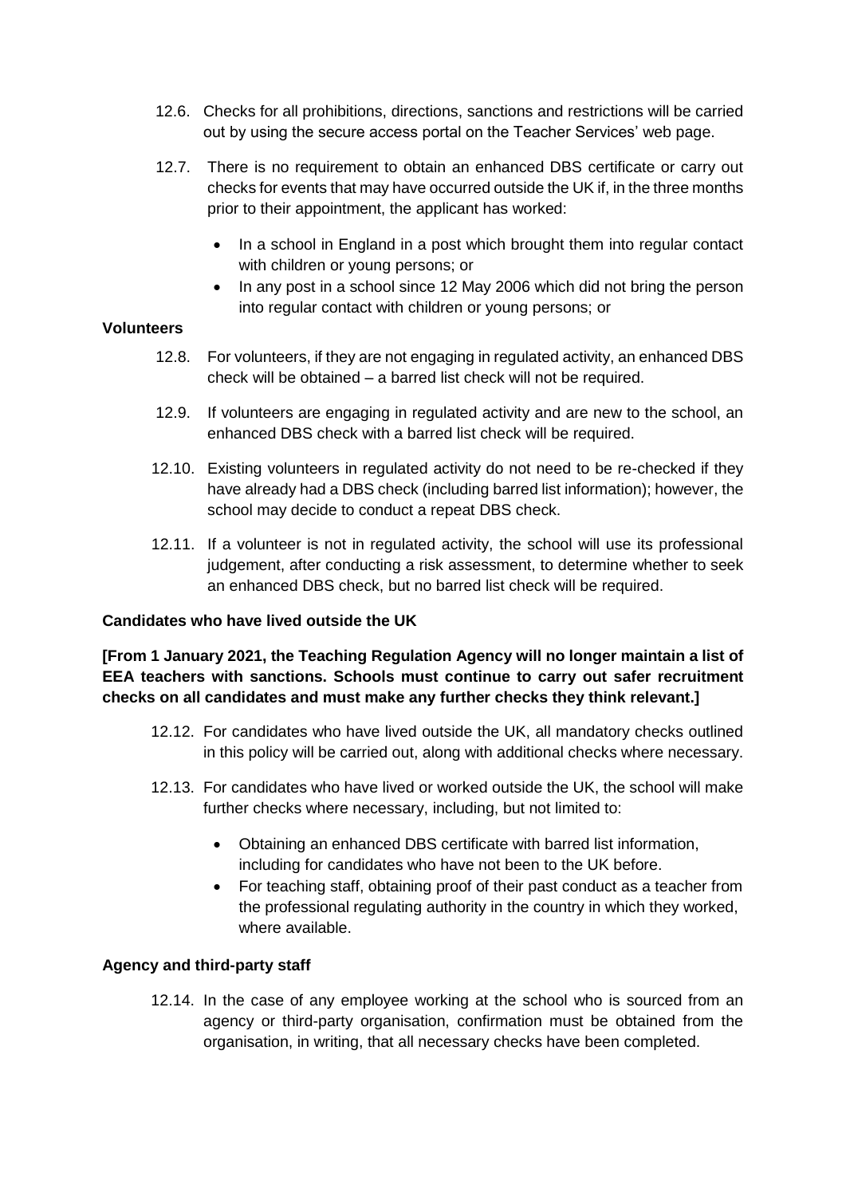12.6. Checks for all prohibitions, directions, sanctions and restrictions will be carried out by using the secure access portal on the Teacher Services' web page.

12.7. There is no requirement to obtain an enhanced DBS certificate or carry out checks for events that may have occurred outside the UK if, in the three months prior to their appointment, the applicant has worked:

- In a school in England in a post which brought them into regular contact with children or young persons; or
- In any post in a school since 12 May 2006 which did not bring the person into regular contact with children or young persons; or

**Volunteers**

12.8. For volunteers, if they are not engaging in regulated activity, an enhanced DBS check will be obtained – a barred list check will not be required.

12.9. If volunteers are engaging in regulated activity and are new to the school, an enhanced DBS check with a barred list check will be required.

12.10. Existing volunteers in regulated activity do not need to be re-checked if they have already had a DBS check (including barred list information); however, the school may decide to conduct a repeat DBS check.

12.11. If a volunteer is not in regulated activity, the school will use its professional judgement, after conducting a risk assessment, to determine whether to seek an enhanced DBS check, but no barred list check will be required.

**Candidates who have lived outside the UK**

**[From 1 January 2021, the Teaching Regulation Agency will no longer maintain a list of EEA teachers with sanctions. Schools must continue to carry out safer recruitment checks on all candidates and must make any further checks they think relevant.]**

12.12. For candidates who have lived outside the UK, all mandatory checks outlined in this policy will be carried out, along with additional checks where necessary.

12.13. For candidates who have lived or worked outside the UK, the school will make further checks where necessary, including, but not limited to:

- Obtaining an enhanced DBS certificate with barred list information, including for candidates who have not been to the UK before.
- For teaching staff, obtaining proof of their past conduct as a teacher from the professional regulating authority in the country in which they worked, where available.

**Agency and third-party staff**

12.14. In the case of any employee working at the school who is sourced from an agency or third-party organisation, confirmation must be obtained from the organisation, in writing, that all necessary checks have been completed.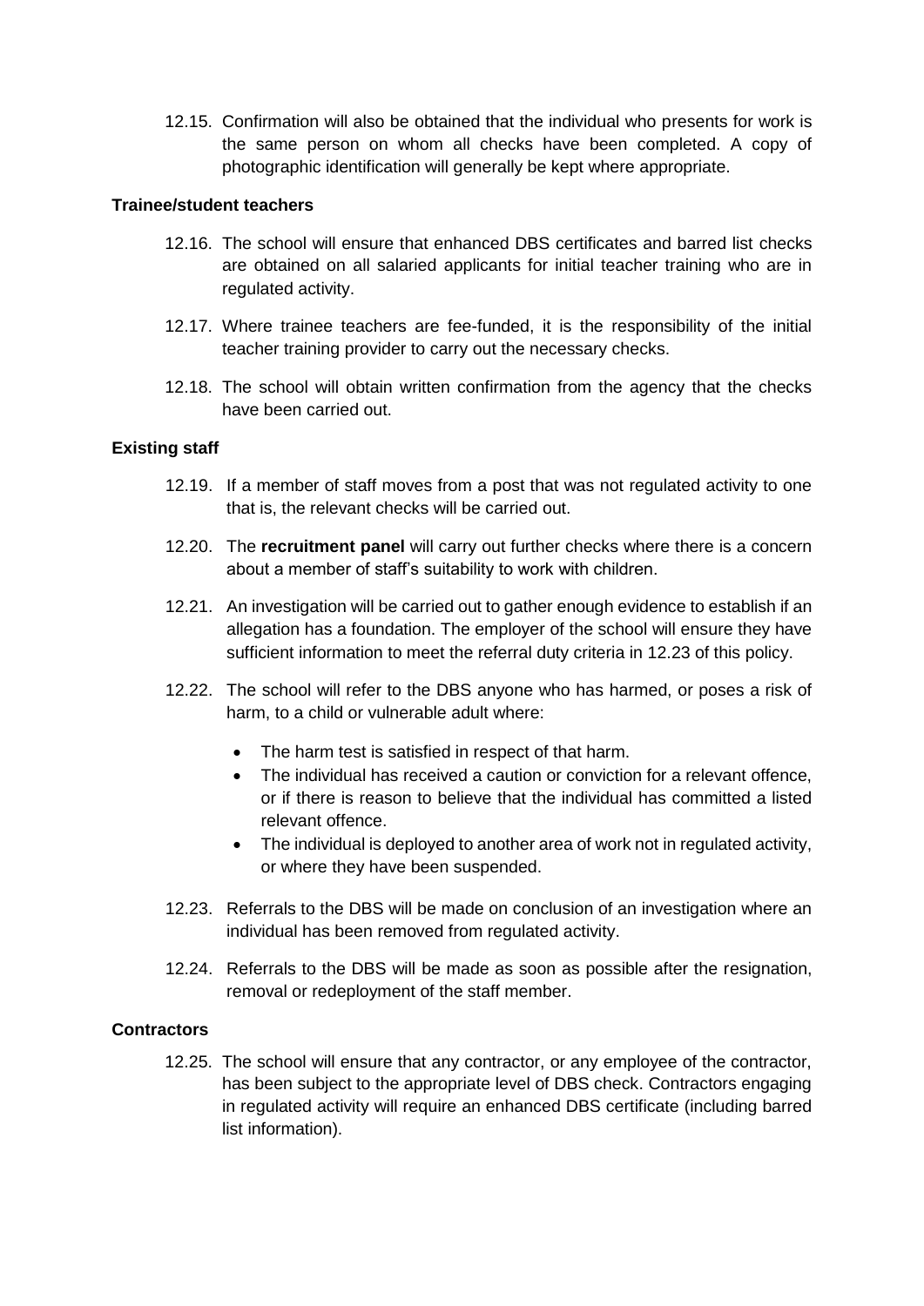12.15. Confirmation will also be obtained that the individual who presents for work is the same person on whom all checks have been completed. A copy of photographic identification will generally be kept where appropriate.

**Trainee/student teachers**

12.16. The school will ensure that enhanced DBS certificates and barred list checks are obtained on all salaried applicants for initial teacher training who are in regulated activity.

12.17. Where trainee teachers are fee-funded, it is the responsibility of the initial teacher training provider to carry out the necessary checks.

12.18. The school will obtain written confirmation from the agency that the checks have been carried out.

**Existing staff**

12.19. If a member of staff moves from a post that was not regulated activity to one that is, the relevant checks will be carried out.

12.20. The **recruitment panel** will carry out further checks where there is a concern about a member of staff's suitability to work with children.

12.21. An investigation will be carried out to gather enough evidence to establish if an allegation has a foundation. The employer of the school will ensure they have sufficient information to meet the referral duty criteria in 12.23 of this policy.

12.22. The school will refer to the DBS anyone who has harmed, or poses a risk of harm, to a child or vulnerable adult where:

- The harm test is satisfied in respect of that harm.
- The individual has received a caution or conviction for a relevant offence, or if there is reason to believe that the individual has committed a listed relevant offence.
- The individual is deployed to another area of work not in regulated activity, or where they have been suspended.

12.23. Referrals to the DBS will be made on conclusion of an investigation where an individual has been removed from regulated activity.

12.24. Referrals to the DBS will be made as soon as possible after the resignation, removal or redeployment of the staff member.

**Contractors**

12.25. The school will ensure that any contractor, or any employee of the contractor, has been subject to the appropriate level of DBS check. Contractors engaging in regulated activity will require an enhanced DBS certificate (including barred list information).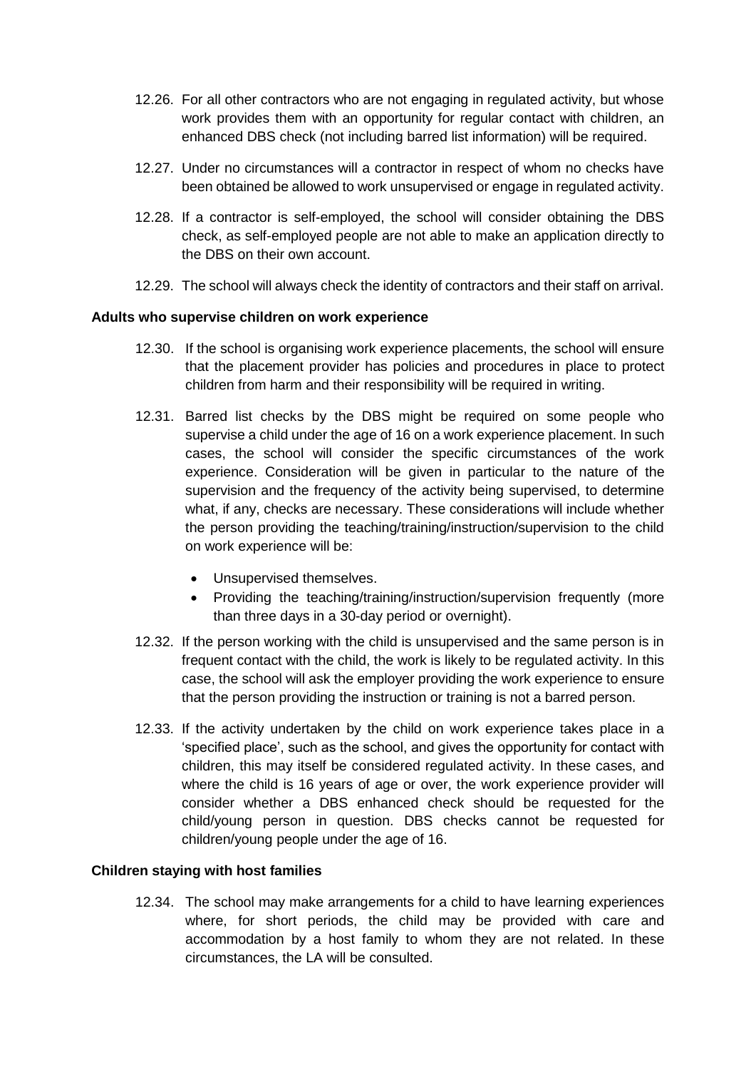12.26. For all other contractors who are not engaging in regulated activity, but whose work provides them with an opportunity for regular contact with children, an enhanced DBS check (not including barred list information) will be required.

12.27. Under no circumstances will a contractor in respect of whom no checks have been obtained be allowed to work unsupervised or engage in regulated activity.

12.28. If a contractor is self-employed, the school will consider obtaining the DBS check, as self-employed people are not able to make an application directly to the DBS on their own account.

12.29. The school will always check the identity of contractors and their staff on arrival.

**Adults who supervise children on work experience**

12.30. If the school is organising work experience placements, the school will ensure that the placement provider has policies and procedures in place to protect children from harm and their responsibility will be required in writing.

12.31. Barred list checks by the DBS might be required on some people who supervise a child under the age of 16 on a work experience placement. In such cases, the school will consider the specific circumstances of the work experience. Consideration will be given in particular to the nature of the supervision and the frequency of the activity being supervised, to determine what, if any, checks are necessary. These considerations will include whether the person providing the teaching/training/instruction/supervision to the child on work experience will be:

- Unsupervised themselves.
- Providing the teaching/training/instruction/supervision frequently (more than three days in a 30-day period or overnight).

12.32. If the person working with the child is unsupervised and the same person is in frequent contact with the child, the work is likely to be regulated activity. In this case, the school will ask the employer providing the work experience to ensure that the person providing the instruction or training is not a barred person.

12.33. If the activity undertaken by the child on work experience takes place in a 'specified place', such as the school, and gives the opportunity for contact with children, this may itself be considered regulated activity. In these cases, and where the child is 16 years of age or over, the work experience provider will consider whether a DBS enhanced check should be requested for the child/young person in question. DBS checks cannot be requested for children/young people under the age of 16.

**Children staying with host families**

12.34. The school may make arrangements for a child to have learning experiences where, for short periods, the child may be provided with care and accommodation by a host family to whom they are not related. In these circumstances, the LA will be consulted.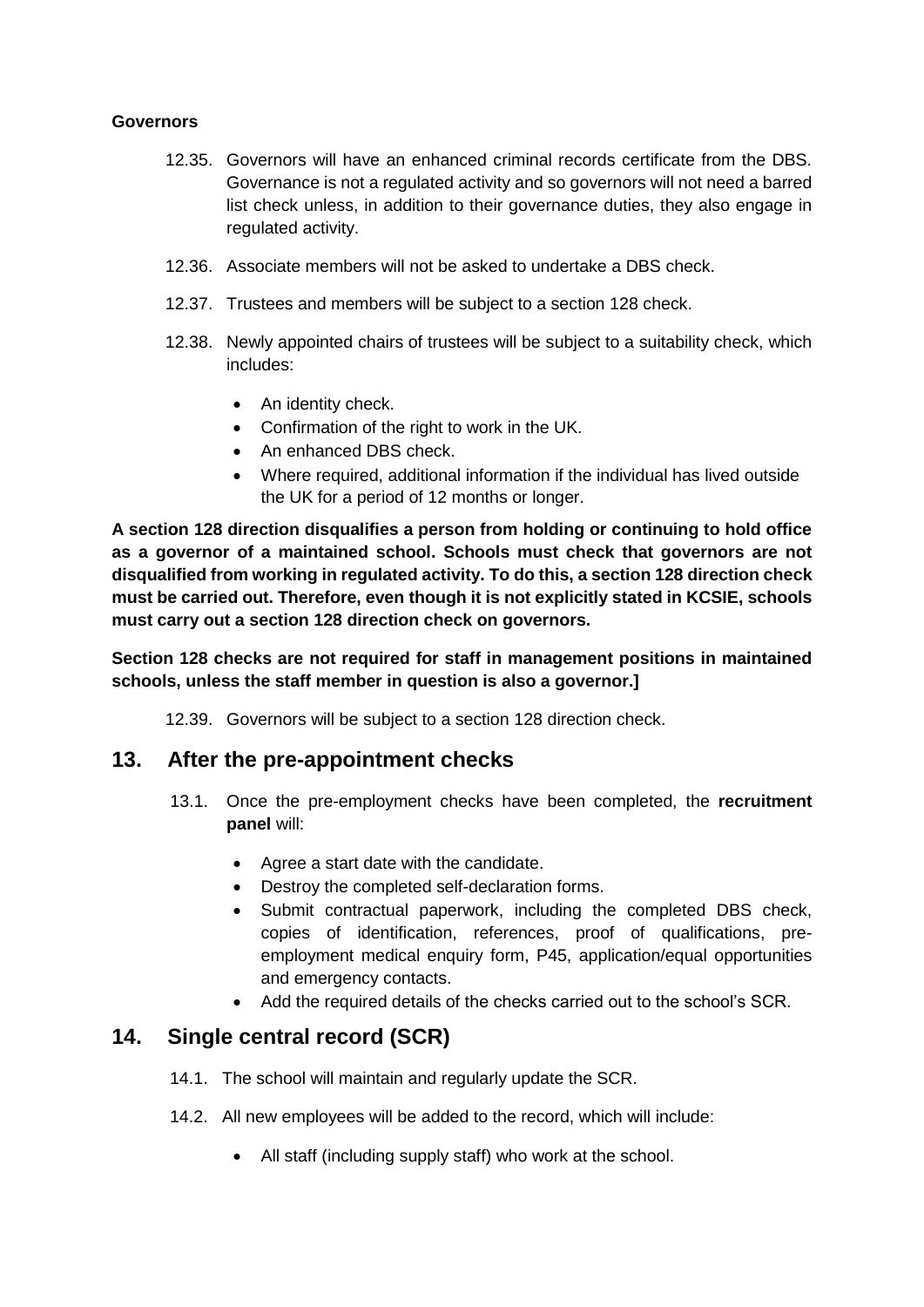**Governors**

12.35. Governors will have an enhanced criminal records certificate from the DBS. Governance is not a regulated activity and so governors will not need a barred list check unless, in addition to their governance duties, they also engage in regulated activity.

12.36. Associate members will not be asked to undertake a DBS check.

12.37. Trustees and members will be subject to a section 128 check.

12.38. Newly appointed chairs of trustees will be subject to a suitability check, which includes:

- An identity check.
- Confirmation of the right to work in the UK.
- An enhanced DBS check.
- Where required, additional information if the individual has lived outside the UK for a period of 12 months or longer.

**A section 128 direction disqualifies a person from holding or continuing to hold office as a governor of a maintained school. Schools must check that governors are not disqualified from working in regulated activity. To do this, a section 128 direction check must be carried out. Therefore, even though it is not explicitly stated in KCSIE, schools must carry out a section 128 direction check on governors.**

**Section 128 checks are not required for staff in management positions in maintained schools, unless the staff member in question is also a governor.]**

12.39. Governors will be subject to a section 128 direction check.

## 13. After the pre-appointment checks

13.1. Once the pre-employment checks have been completed, the **recruitment panel** will:

- Agree a start date with the candidate.
- Destroy the completed self-declaration forms.
- Submit contractual paperwork, including the completed DBS check, copies of identification, references, proof of qualifications, pre-employment medical enquiry form, P45, application/equal opportunities and emergency contacts.
- Add the required details of the checks carried out to the school's SCR.

## 14. Single central record (SCR)

14.1. The school will maintain and regularly update the SCR.

14.2. All new employees will be added to the record, which will include:

- All staff (including supply staff) who work at the school.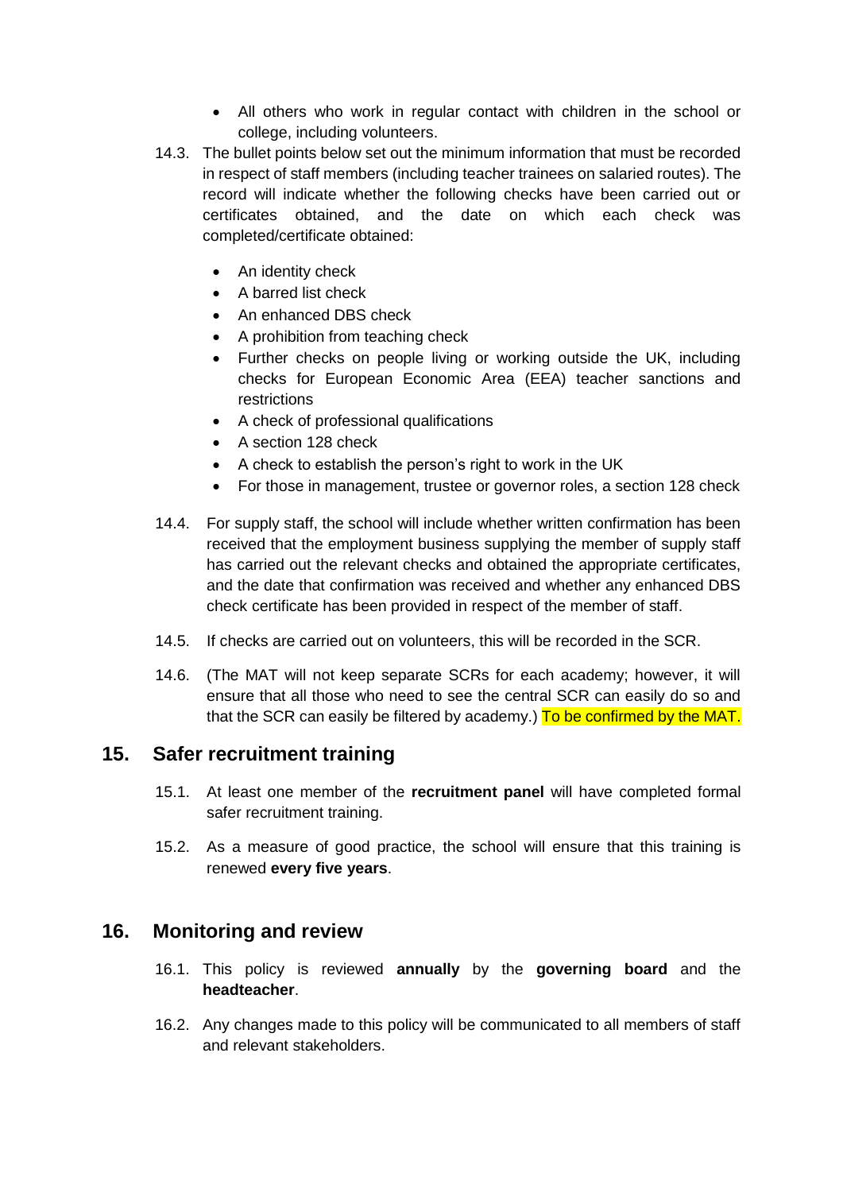- All others who work in regular contact with children in the school or college, including volunteers.

14.3. The bullet points below set out the minimum information that must be recorded in respect of staff members (including teacher trainees on salaried routes). The record will indicate whether the following checks have been carried out or certificates obtained, and the date on which each check was completed/certificate obtained:

- An identity check
- A barred list check
- An enhanced DBS check
- A prohibition from teaching check
- Further checks on people living or working outside the UK, including checks for European Economic Area (EEA) teacher sanctions and restrictions
- A check of professional qualifications
- A section 128 check
- A check to establish the person's right to work in the UK
- For those in management, trustee or governor roles, a section 128 check

14.4. For supply staff, the school will include whether written confirmation has been received that the employment business supplying the member of supply staff has carried out the relevant checks and obtained the appropriate certificates, and the date that confirmation was received and whether any enhanced DBS check certificate has been provided in respect of the member of staff.

14.5. If checks are carried out on volunteers, this will be recorded in the SCR.

14.6. (The MAT will not keep separate SCRs for each academy; however, it will ensure that all those who need to see the central SCR can easily do so and that the SCR can easily be filtered by academy.) To be confirmed by the MAT.

## 15. Safer recruitment training

15.1. At least one member of the **recruitment panel** will have completed formal safer recruitment training.

15.2. As a measure of good practice, the school will ensure that this training is renewed **every five years**.

## 16. Monitoring and review

16.1. This policy is reviewed **annually** by the **governing board** and the **headteacher**.

16.2. Any changes made to this policy will be communicated to all members of staff and relevant stakeholders.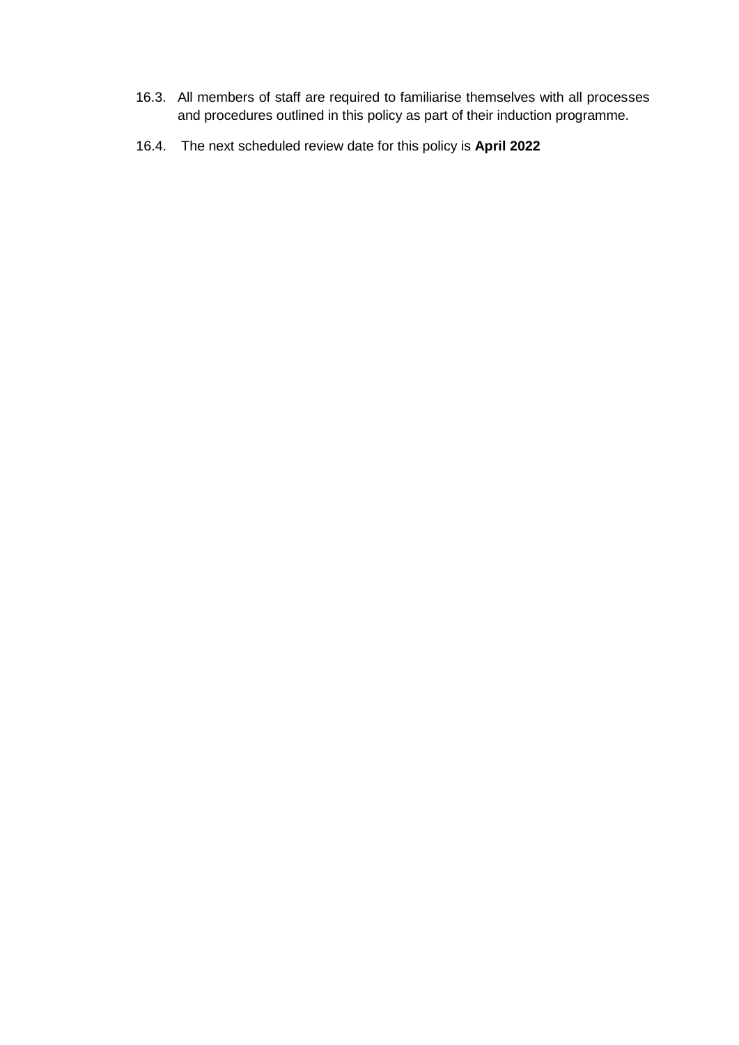16.3. All members of staff are required to familiarise themselves with all processes and procedures outlined in this policy as part of their induction programme.

16.4. The next scheduled review date for this policy is **April 2022**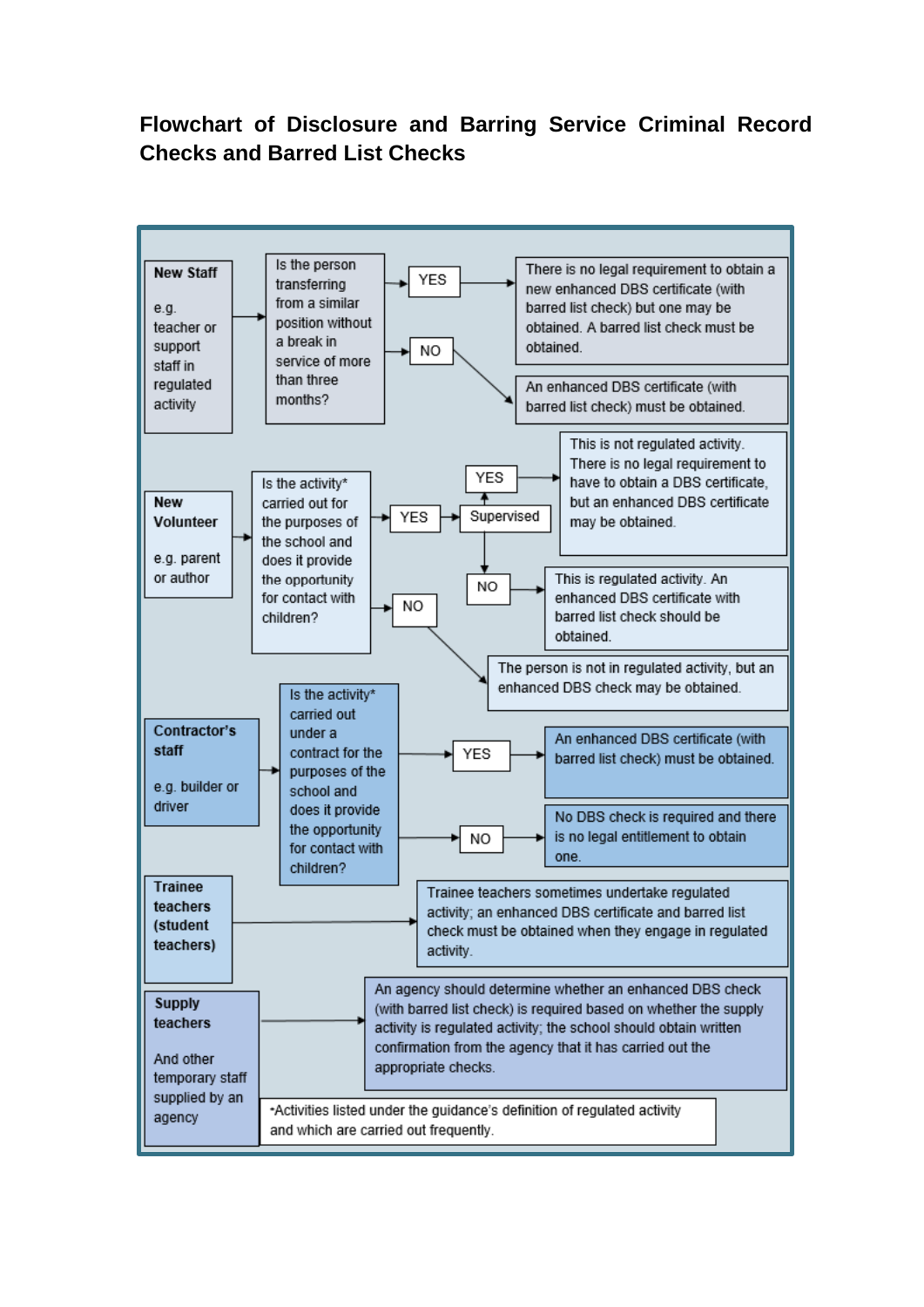**Flowchart of Disclosure and Barring Service Criminal Record Checks and Barred List Checks**

**New Staff**

e.g. teacher or support staff in regulated activity

Is the person transferring from a similar position without a break in service of more than three months?

YES

There is no legal requirement to obtain a new enhanced DBS certificate (with barred list check) but one may be obtained. A barred list check must be obtained.

NO

An enhanced DBS certificate (with barred list check) must be obtained.

**New Volunteer**

e.g. parent or author

Is the activity* carried out for the purposes of the school and does it provide the opportunity for contact with children?

YES

Supervised

YES

This is not regulated activity. There is no legal requirement to have to obtain a DBS certificate, but an enhanced DBS certificate may be obtained.

NO

This is regulated activity. An enhanced DBS certificate with barred list check should be obtained.

NO

The person is not in regulated activity, but an enhanced DBS check may be obtained.

**Contractor's staff**

e.g. builder or driver

Is the activity* carried out under a contract for the purposes of the school and does it provide the opportunity for contact with children?

YES

An enhanced DBS certificate (with barred list check) must be obtained.

NO

No DBS check is required and there is no legal entitlement to obtain one.

**Trainee teachers (student teachers)**

Trainee teachers sometimes undertake regulated activity; an enhanced DBS certificate and barred list check must be obtained when they engage in regulated activity.

**Supply teachers**

And other temporary staff supplied by an agency

An agency should determine whether an enhanced DBS check (with barred list check) is required based on whether the supply activity is regulated activity; the school should obtain written confirmation from the agency that it has carried out the appropriate checks.

*Activities listed under the guidance's definition of regulated activity and which are carried out frequently.